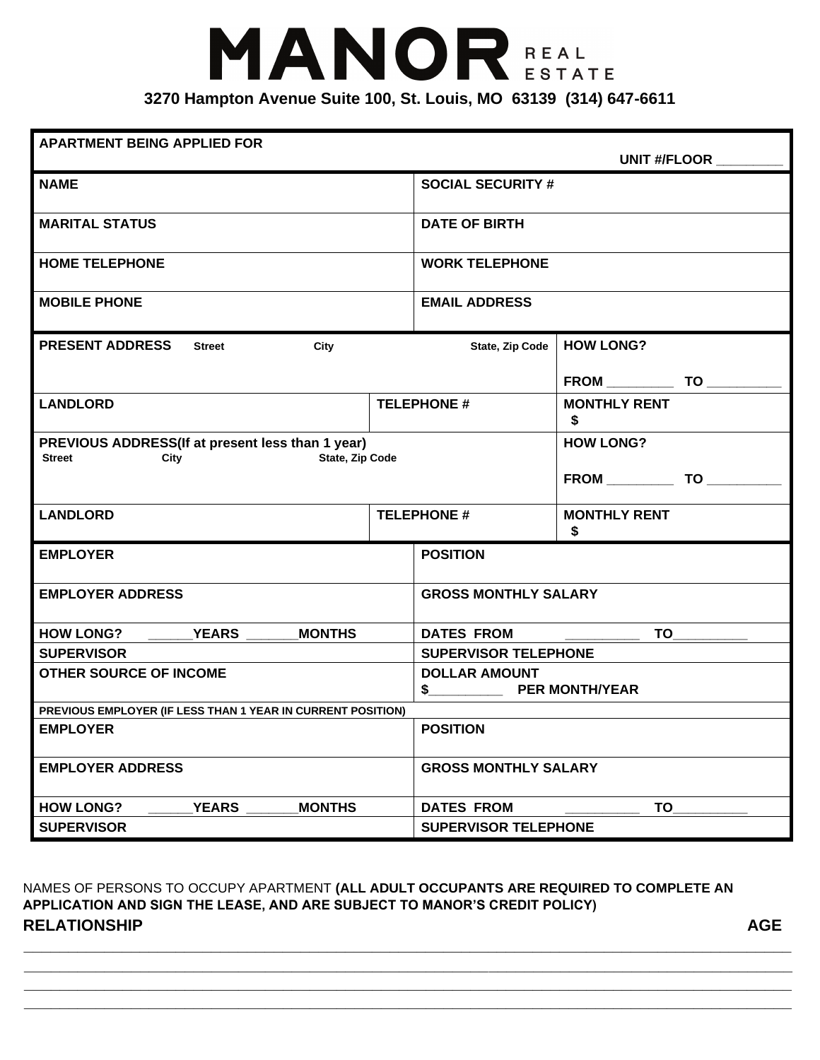# MANOR REAL ESTATE

**3270 Hampton Avenue Suite 100, St. Louis, MO 63139 (314) 647-6611**

| | | |
|---|---|---|
| **APARTMENT BEING APPLIED FOR** | | **UNIT #/FLOOR** ________ |
| **NAME** | **SOCIAL SECURITY #** | |
| **MARITAL STATUS** | **DATE OF BIRTH** | |
| **HOME TELEPHONE** | **WORK TELEPHONE** | |
| **MOBILE PHONE** | **EMAIL ADDRESS** | |
| **PRESENT ADDRESS** Street City State, Zip Code | | **HOW LONG?** FROM _________ TO __________ |
| **LANDLORD** | **TELEPHONE #** | **MONTHLY RENT** $ |
| **PREVIOUS ADDRESS(If at present less than 1 year)** Street City State, Zip Code | | **HOW LONG?** FROM _________ TO __________ |
| **LANDLORD** | **TELEPHONE #** | **MONTHLY RENT** $ |
| **EMPLOYER** | **POSITION** | |
| **EMPLOYER ADDRESS** | **GROSS MONTHLY SALARY** | |
| **HOW LONG?** ______YEARS _______MONTHS | **DATES FROM** __________ **TO**__________ | |
| **SUPERVISOR** | **SUPERVISOR TELEPHONE** | |
| **OTHER SOURCE OF INCOME** | **DOLLAR AMOUNT** $__________ **PER MONTH/YEAR** | |
| **PREVIOUS EMPLOYER (IF LESS THAN 1 YEAR IN CURRENT POSITION)** | | |
| **EMPLOYER** | **POSITION** | |
| **EMPLOYER ADDRESS** | **GROSS MONTHLY SALARY** | |
| **HOW LONG?** ______YEARS _______MONTHS | **DATES FROM** __________ **TO**__________ | |
| **SUPERVISOR** | **SUPERVISOR TELEPHONE** | |

NAMES OF PERSONS TO OCCUPY APARTMENT **(ALL ADULT OCCUPANTS ARE REQUIRED TO COMPLETE AN APPLICATION AND SIGN THE LEASE, AND ARE SUBJECT TO MANOR'S CREDIT POLICY)**

**RELATIONSHIP** **AGE**

_______________________________________________________________________________

_______________________________________________________________________________

_______________________________________________________________________________

_______________________________________________________________________________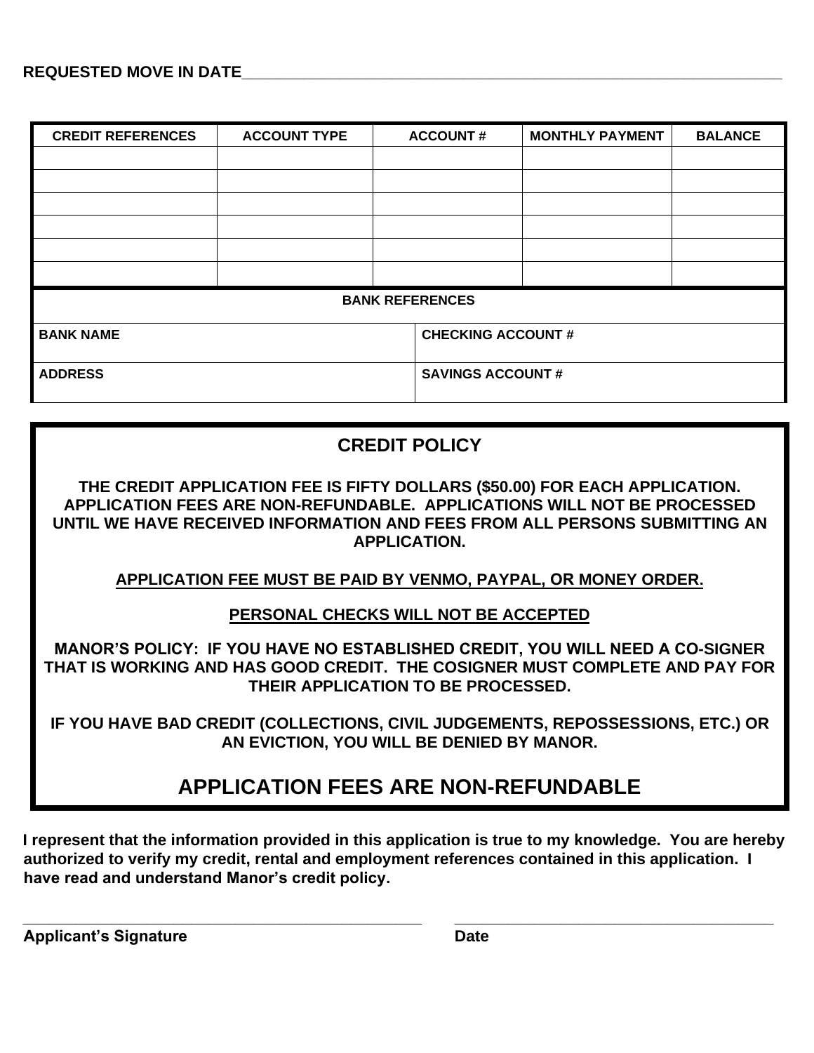**REQUESTED MOVE IN DATE**\_\_\_\_\_\_\_\_\_\_\_\_\_\_\_\_\_\_\_\_\_\_\_\_\_\_\_\_\_\_\_\_\_\_\_\_\_\_\_\_\_\_\_\_\_\_\_\_\_\_\_\_\_\_\_\_\_\_\_\_

| CREDIT REFERENCES | ACCOUNT TYPE | ACCOUNT # | MONTHLY PAYMENT | BALANCE |
|---|---|---|---|---|
| | | | | |
| | | | | |
| | | | | |
| | | | | |
| | | | | |
| | | | | |

| BANK REFERENCES | |
|---|---|
| BANK NAME | CHECKING ACCOUNT # |
| ADDRESS | SAVINGS ACCOUNT # |

## CREDIT POLICY

**THE CREDIT APPLICATION FEE IS FIFTY DOLLARS ($50.00) FOR EACH APPLICATION. APPLICATION FEES ARE NON-REFUNDABLE. APPLICATIONS WILL NOT BE PROCESSED UNTIL WE HAVE RECEIVED INFORMATION AND FEES FROM ALL PERSONS SUBMITTING AN APPLICATION.**

**<u>APPLICATION FEE MUST BE PAID BY VENMO, PAYPAL, OR MONEY ORDER.</u>**

**<u>PERSONAL CHECKS WILL NOT BE ACCEPTED</u>**

**MANOR'S POLICY: IF YOU HAVE NO ESTABLISHED CREDIT, YOU WILL NEED A CO-SIGNER THAT IS WORKING AND HAS GOOD CREDIT. THE COSIGNER MUST COMPLETE AND PAY FOR THEIR APPLICATION TO BE PROCESSED.**

**IF YOU HAVE BAD CREDIT (COLLECTIONS, CIVIL JUDGEMENTS, REPOSSESSIONS, ETC.) OR AN EVICTION, YOU WILL BE DENIED BY MANOR.**

## APPLICATION FEES ARE NON-REFUNDABLE

**I represent that the information provided in this application is true to my knowledge. You are hereby authorized to verify my credit, rental and employment references contained in this application. I have read and understand Manor's credit policy.**

\_\_\_\_\_\_\_\_\_\_\_\_\_\_\_\_\_\_\_\_\_\_\_\_\_\_\_\_\_\_\_\_\_\_\_\_\_\_\_\_\_\_ \_\_\_\_\_\_\_\_\_\_\_\_\_\_\_\_\_\_\_\_\_\_\_\_\_\_\_\_\_\_\_\_\_\_\_\_

**Applicant's Signature** **Date**